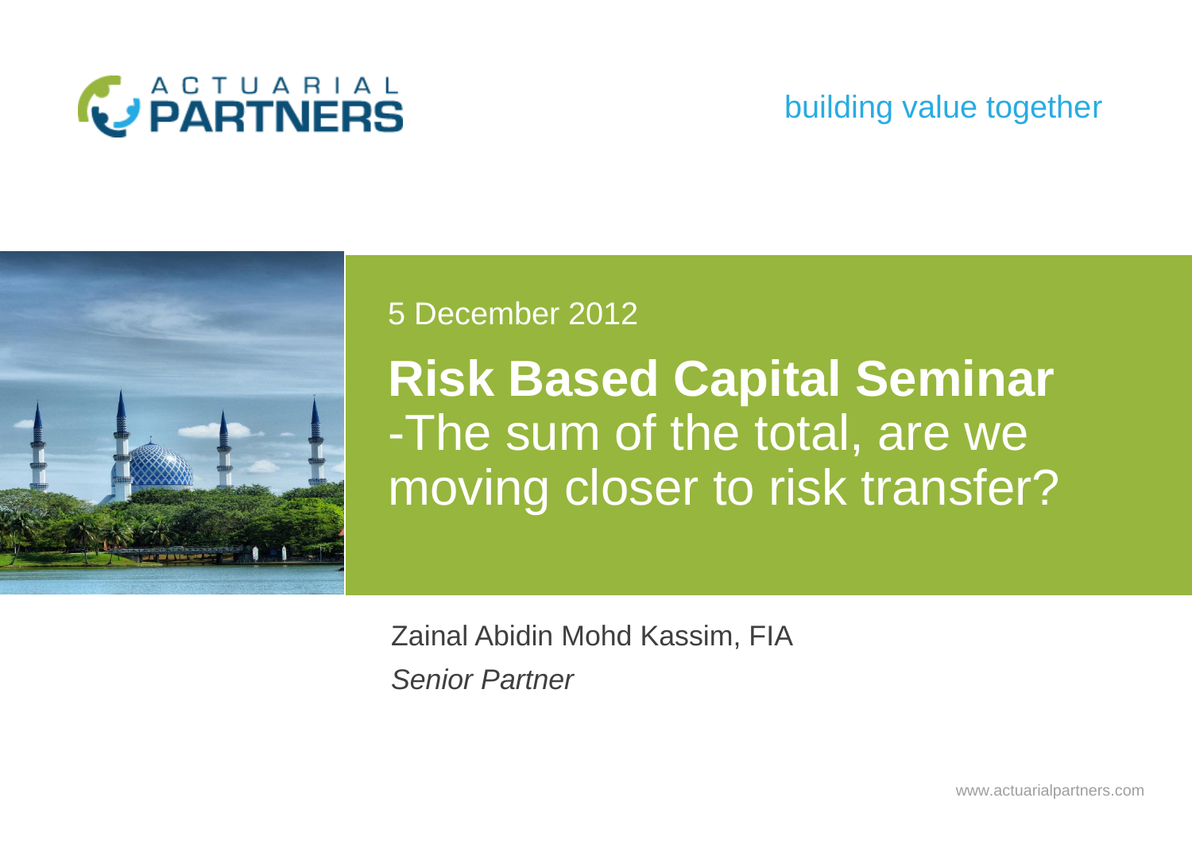ACTUARIAL PARTNERS

building value together

5 December 2012

# Risk Based Capital Seminar

-The sum of the total, are we moving closer to risk transfer?

Zainal Abidin Mohd Kassim, FIA

*Senior Partner*

www.actuarialpartners.com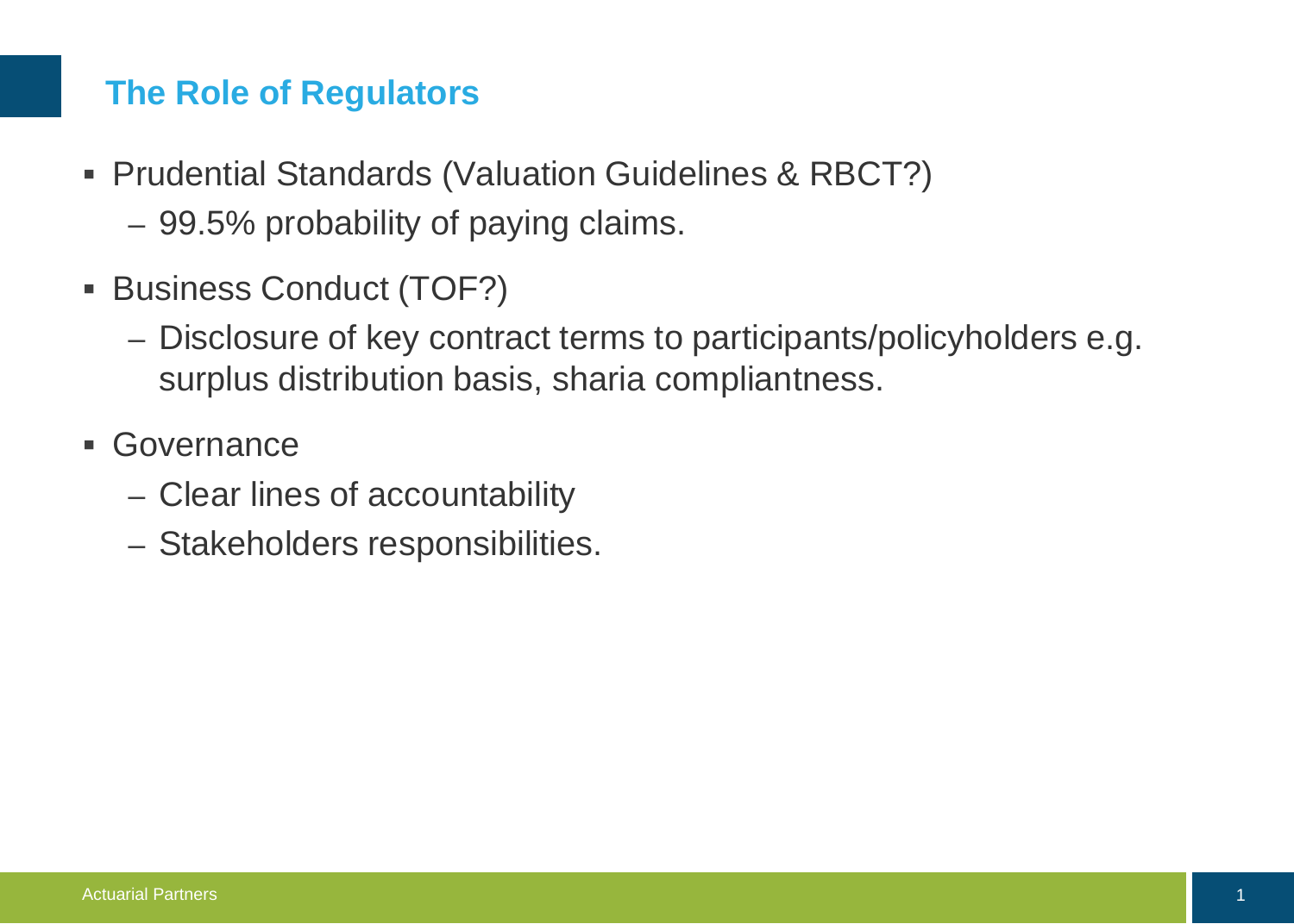## The Role of Regulators

- Prudential Standards (Valuation Guidelines & RBCT?)
  - 99.5% probability of paying claims.
- Business Conduct (TOF?)
  - Disclosure of key contract terms to participants/policyholders e.g. surplus distribution basis, sharia compliantness.
- Governance
  - Clear lines of accountability
  - Stakeholders responsibilities.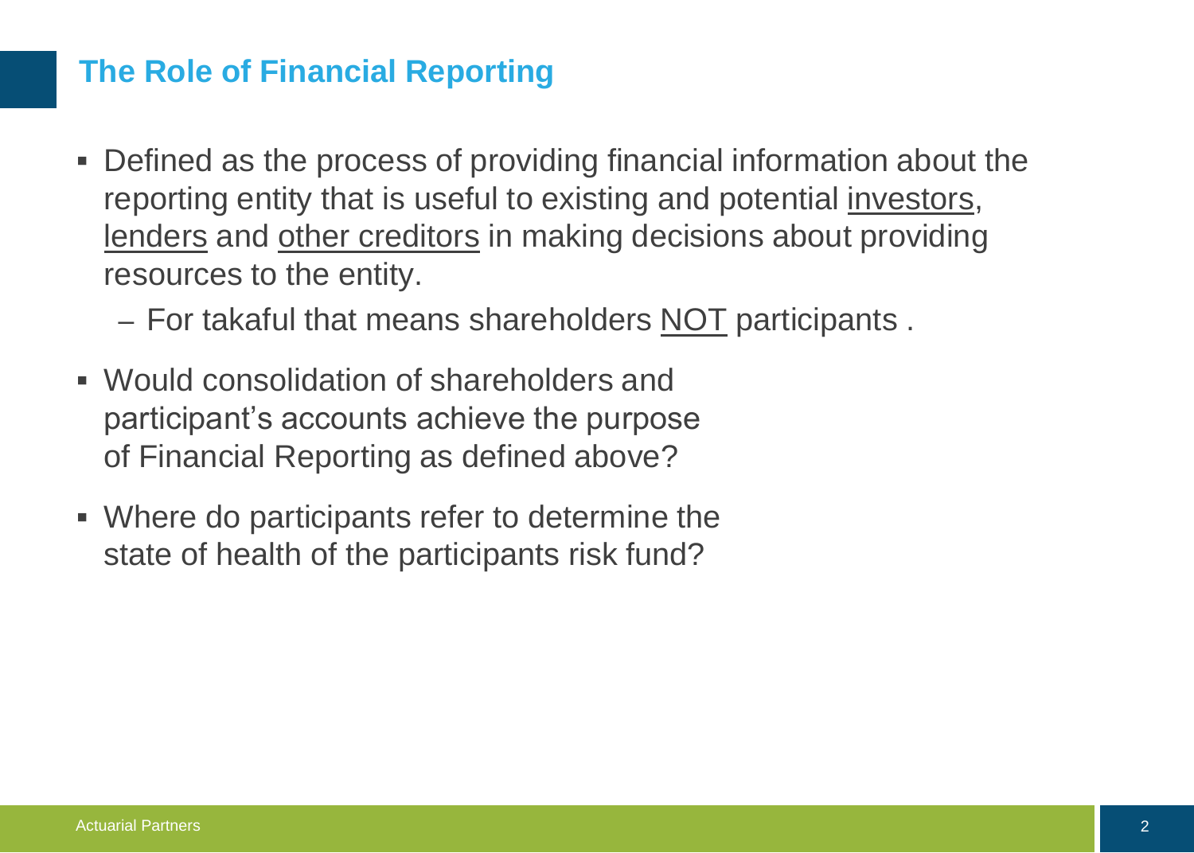## The Role of Financial Reporting

- Defined as the process of providing financial information about the reporting entity that is useful to existing and potential investors, lenders and other creditors in making decisions about providing resources to the entity.
  - For takaful that means shareholders NOT participants .
- Would consolidation of shareholders and participant's accounts achieve the purpose of Financial Reporting as defined above?
- Where do participants refer to determine the state of health of the participants risk fund?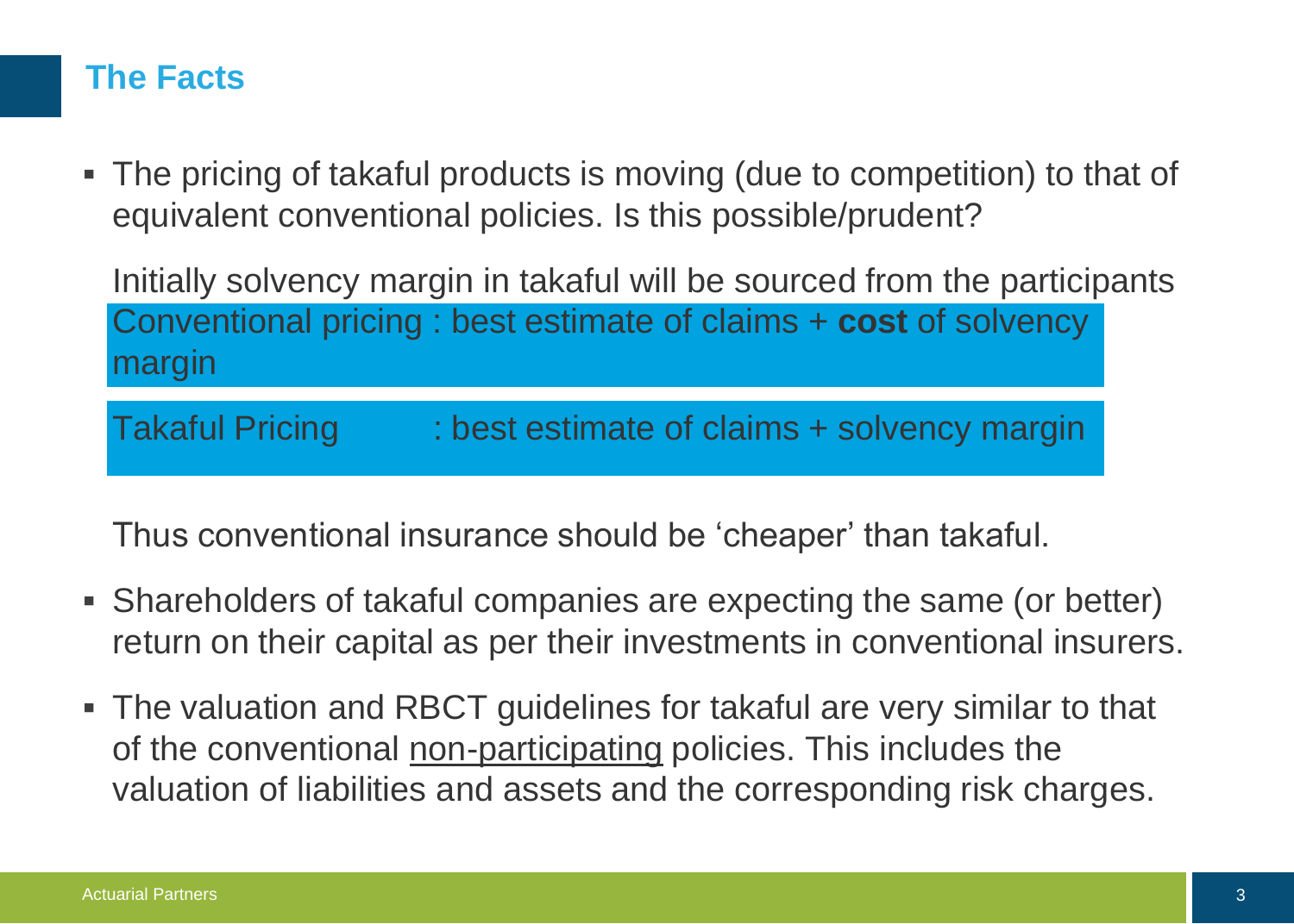## The Facts

- The pricing of takaful products is moving (due to competition) to that of equivalent conventional policies. Is this possible/prudent?

  Initially solvency margin in takaful will be sourced from the participants

  Conventional pricing : best estimate of claims + **cost** of solvency margin

  Takaful Pricing : best estimate of claims + solvency margin

  Thus conventional insurance should be 'cheaper' than takaful.

- Shareholders of takaful companies are expecting the same (or better) return on their capital as per their investments in conventional insurers.
- The valuation and RBCT guidelines for takaful are very similar to that of the conventional non-participating policies. This includes the valuation of liabilities and assets and the corresponding risk charges.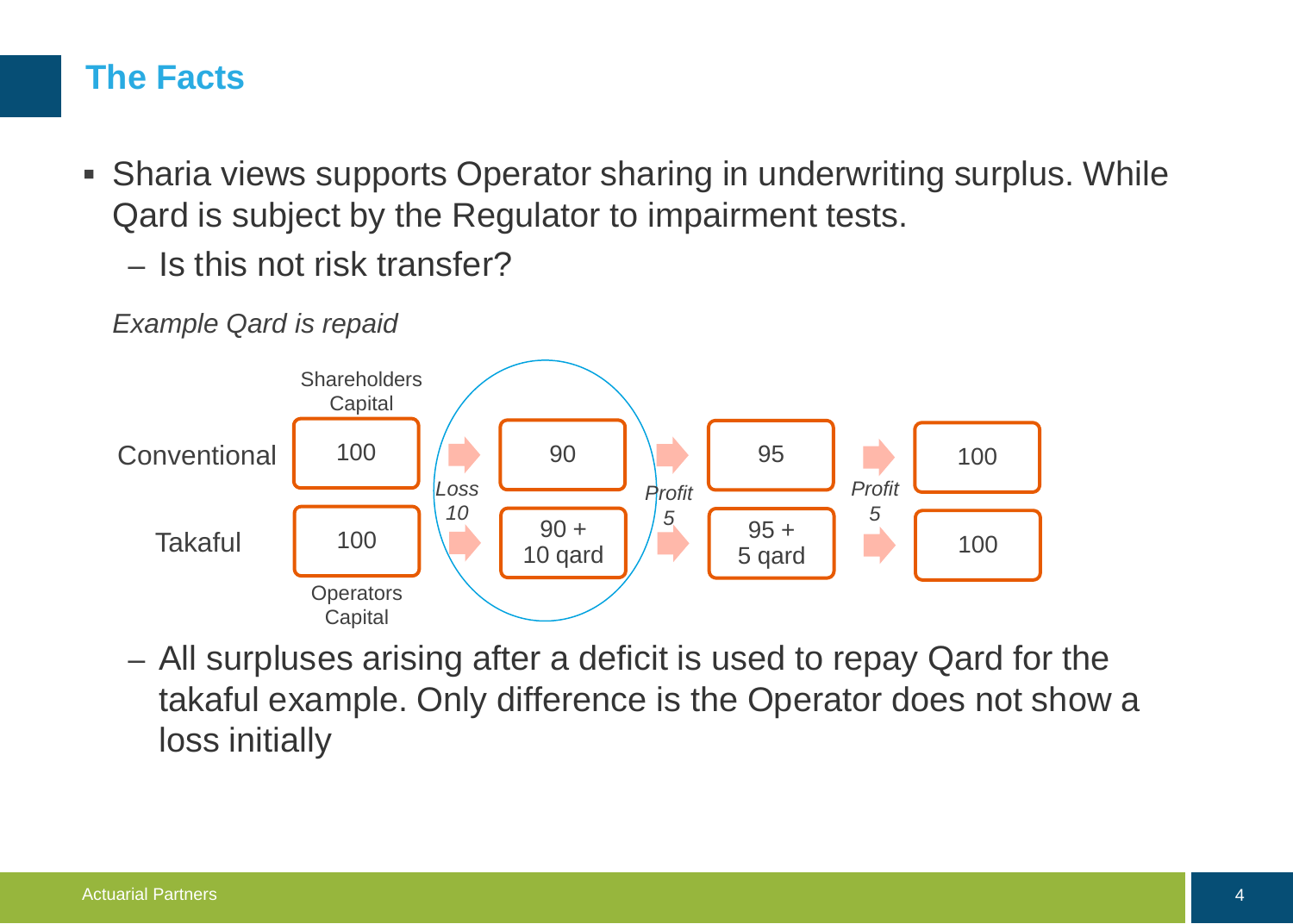## The Facts

- Sharia views supports Operator sharing in underwriting surplus. While Qard is subject by the Regulator to impairment tests.
  - Is this not risk transfer?

*Example Qard is repaid*

| | | *Loss 10* | | *Profit 5* | | *Profit 5* | |
|---|---|---|---|---|---|---|---|
| Conventional | 100 (Shareholders Capital) | → | 90 | → | 95 | → | 100 |
| Takaful | 100 (Operators Capital) | → | 90 + 10 qard | → | 95 + 5 qard | → | 100 |

  - All surpluses arising after a deficit is used to repay Qard for the takaful example. Only difference is the Operator does not show a loss initially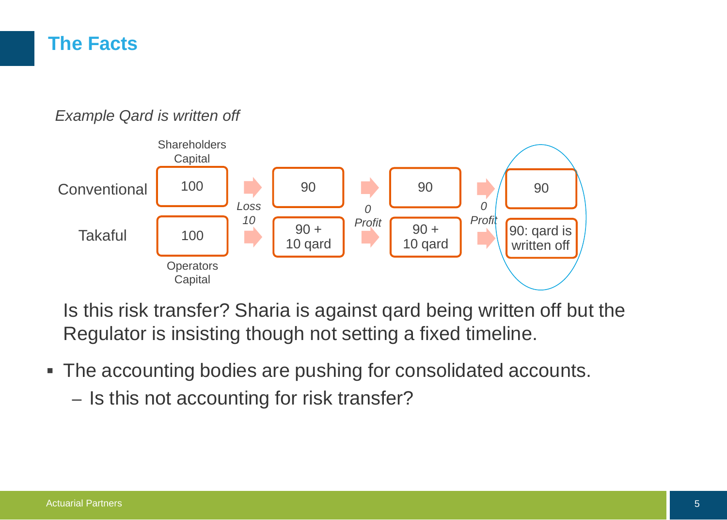# The Facts

*Example Qard is written off*

|  | Shareholders Capital / Operators Capital | | | | | | |
|---|---|---|---|---|---|---|---|
| Conventional | 100 | *Loss 10* → | 90 | *0 Profit* → | 90 | *0 Profit* → | 90 |
| Takaful | 100 | → | 90 + 10 qard | → | 90 + 10 qard | → | 90: qard is written off |

Is this risk transfer? Sharia is against qard being written off but the Regulator is insisting though not setting a fixed timeline.

- The accounting bodies are pushing for consolidated accounts.
  - Is this not accounting for risk transfer?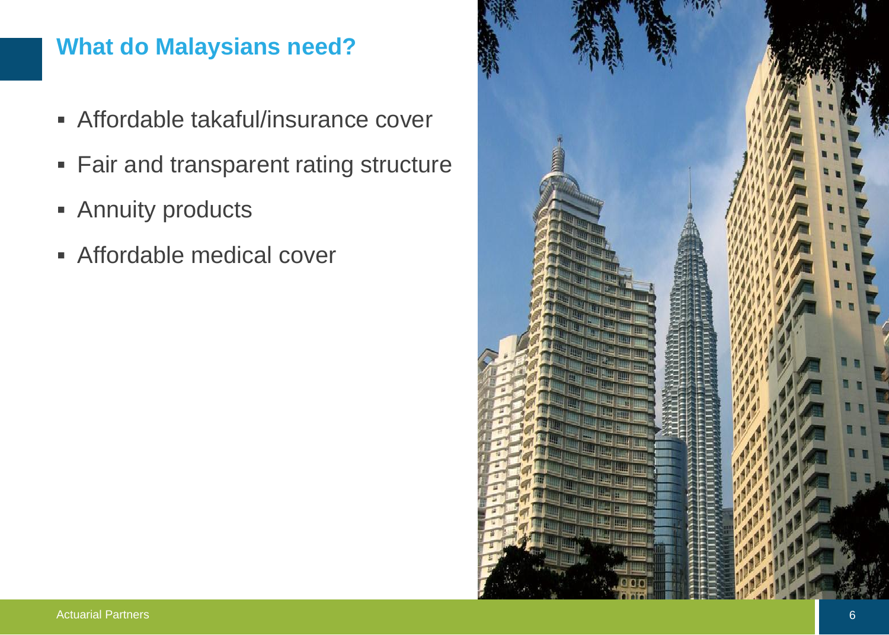## What do Malaysians need?

- Affordable takaful/insurance cover
- Fair and transparent rating structure
- Annuity products
- Affordable medical cover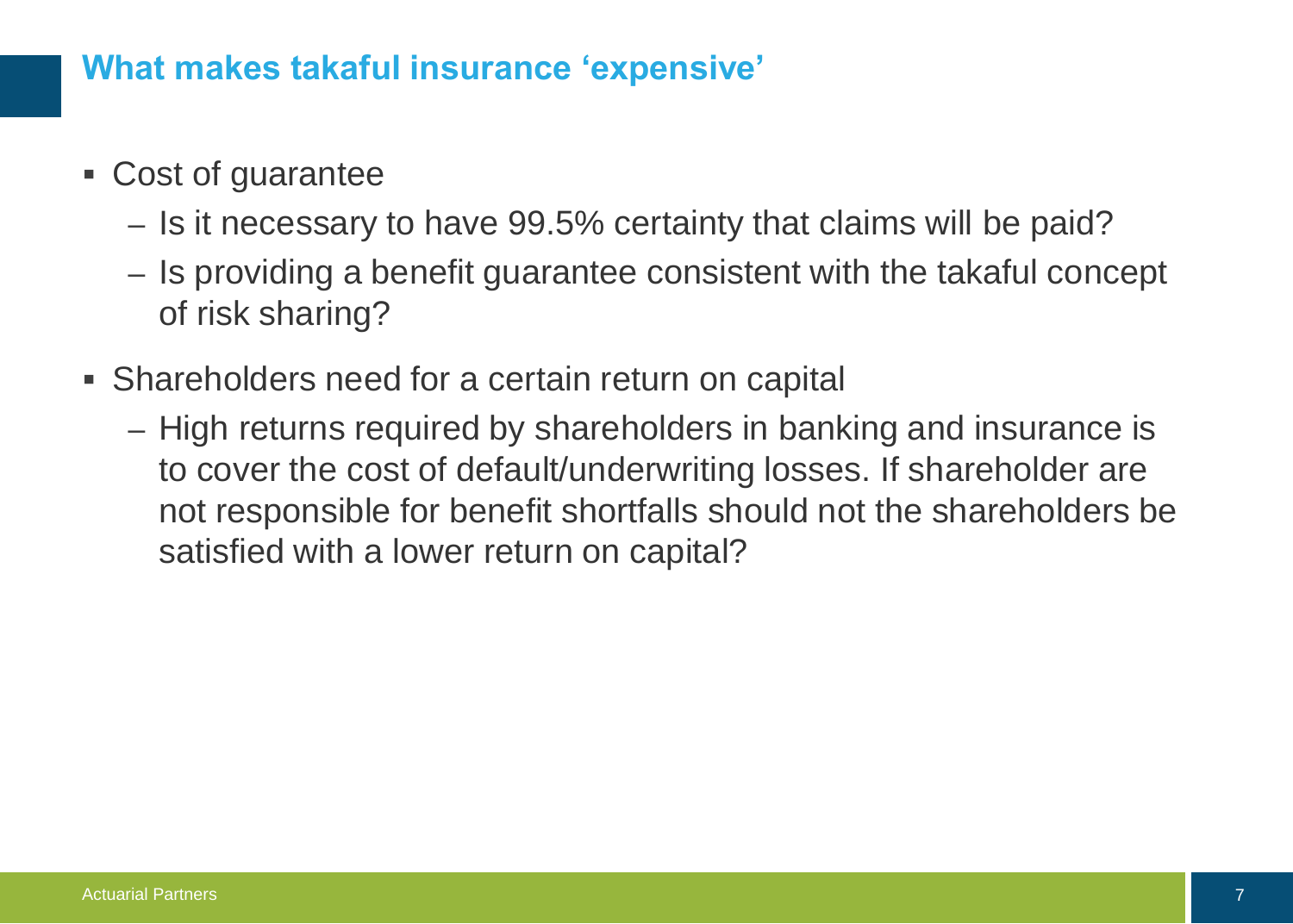## What makes takaful insurance 'expensive'

- Cost of guarantee
  - Is it necessary to have 99.5% certainty that claims will be paid?
  - Is providing a benefit guarantee consistent with the takaful concept of risk sharing?
- Shareholders need for a certain return on capital
  - High returns required by shareholders in banking and insurance is to cover the cost of default/underwriting losses. If shareholder are not responsible for benefit shortfalls should not the shareholders be satisfied with a lower return on capital?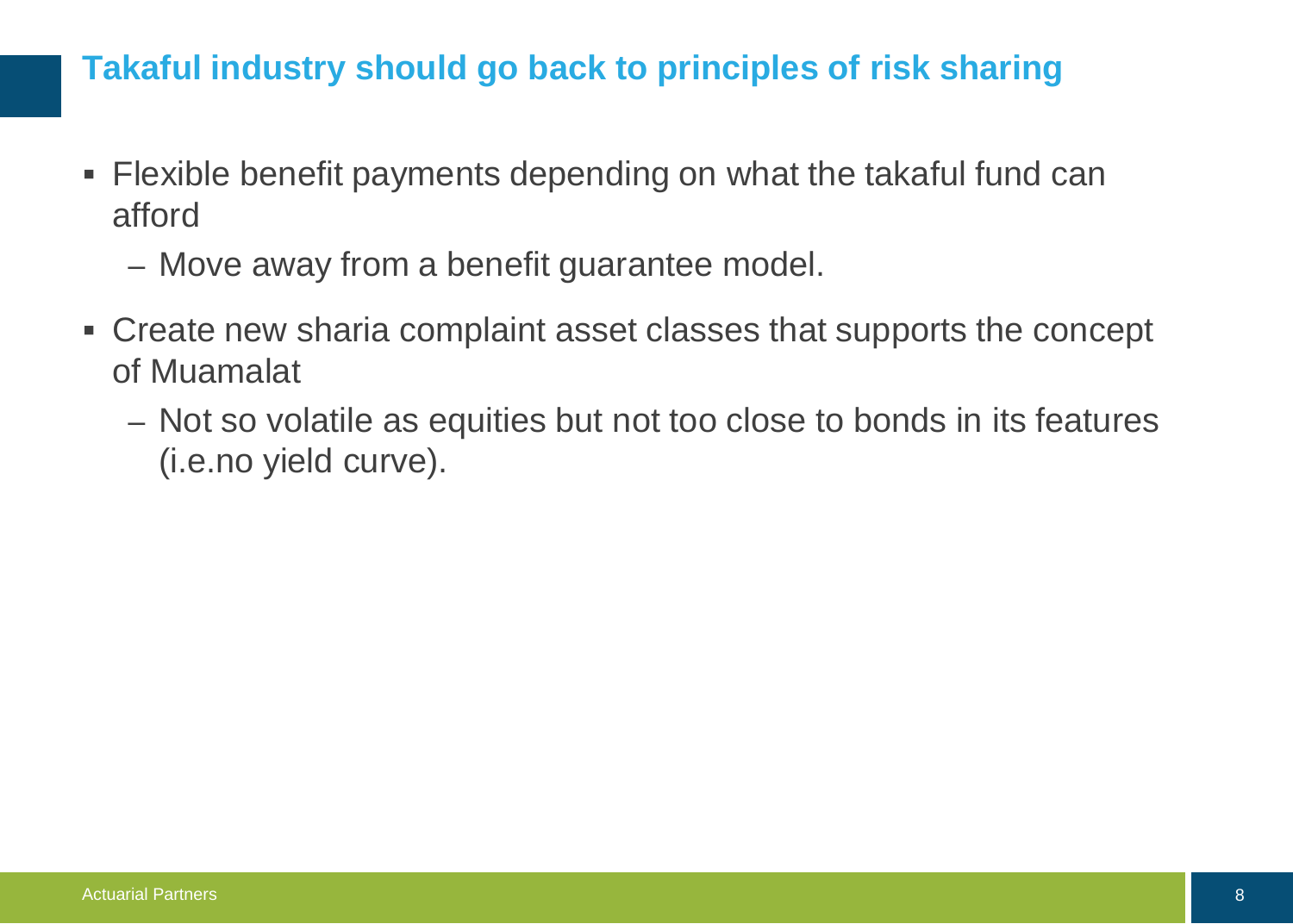## Takaful industry should go back to principles of risk sharing

- Flexible benefit payments depending on what the takaful fund can afford
  - Move away from a benefit guarantee model.
- Create new sharia complaint asset classes that supports the concept of Muamalat
  - Not so volatile as equities but not too close to bonds in its features (i.e.no yield curve).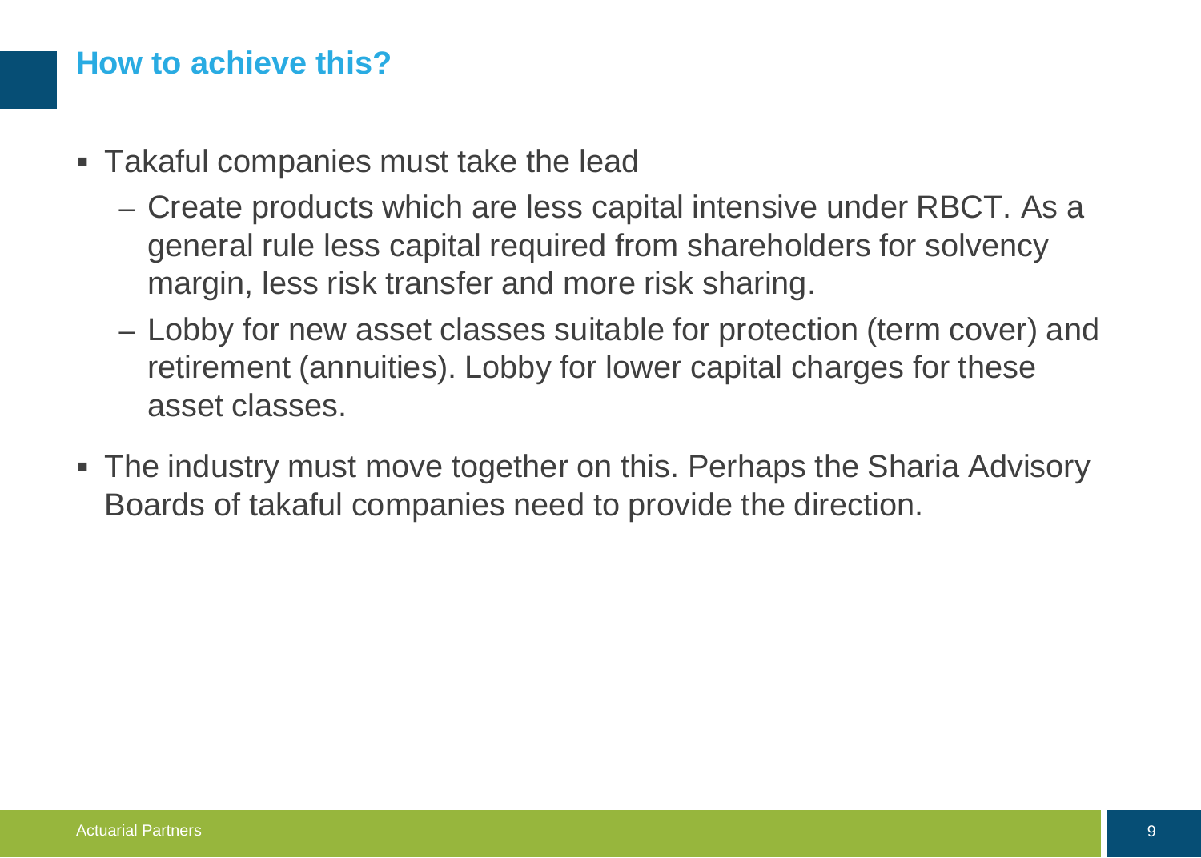## How to achieve this?

- Takaful companies must take the lead
  - Create products which are less capital intensive under RBCT. As a general rule less capital required from shareholders for solvency margin, less risk transfer and more risk sharing.
  - Lobby for new asset classes suitable for protection (term cover) and retirement (annuities). Lobby for lower capital charges for these asset classes.
- The industry must move together on this. Perhaps the Sharia Advisory Boards of takaful companies need to provide the direction.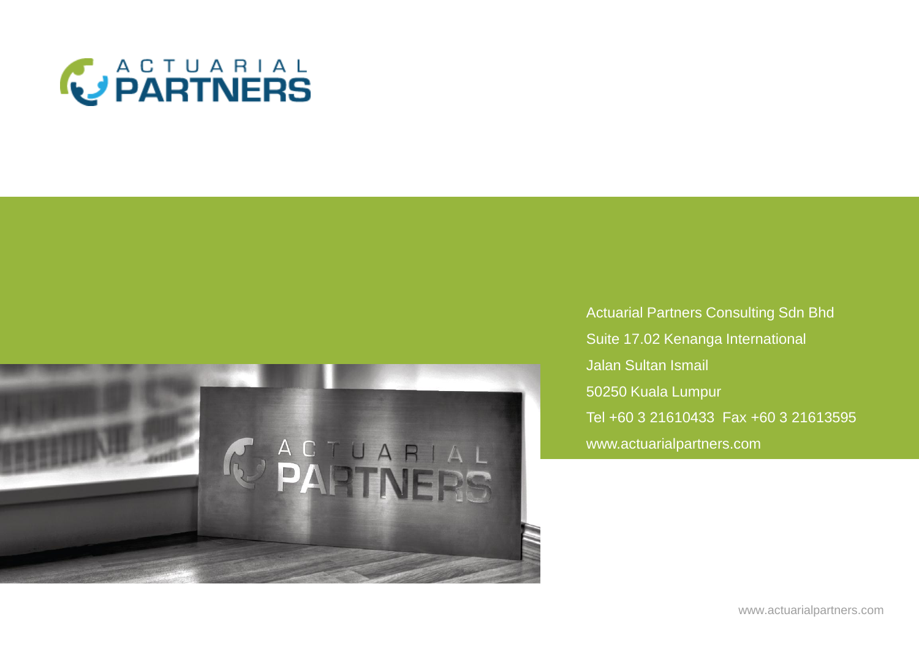ACTUARIAL PARTNERS

Actuarial Partners Consulting Sdn Bhd

Suite 17.02 Kenanga International

Jalan Sultan Ismail

50250 Kuala Lumpur

Tel +60 3 21610433 Fax +60 3 21613595

www.actuarialpartners.com